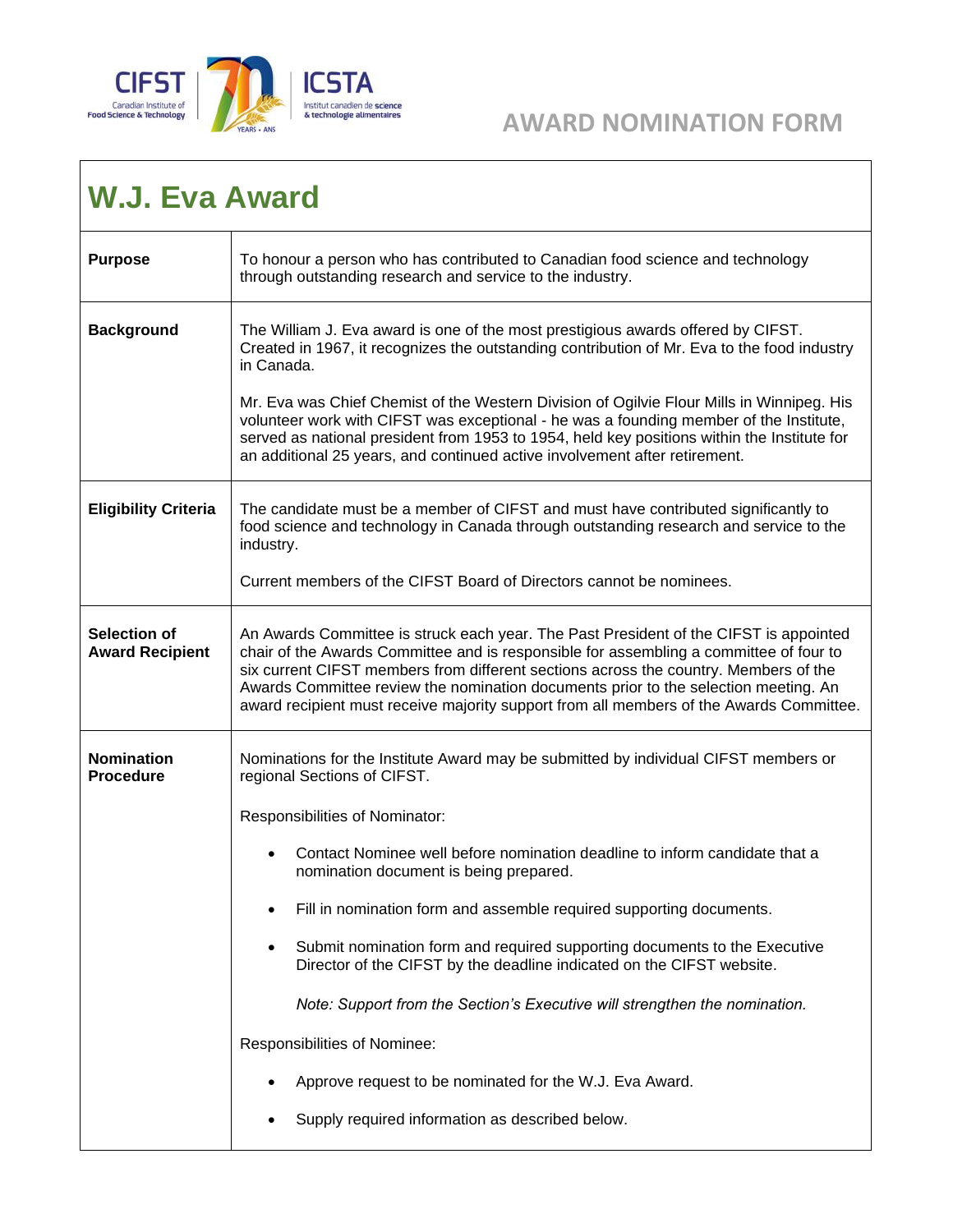AWARD NOMINATION FORM

# W.J. Eva Award

| | |
|---|---|
| **Purpose** | To honour a person who has contributed to Canadian food science and technology through outstanding research and service to the industry. |
| **Background** | The William J. Eva award is one of the most prestigious awards offered by CIFST. Created in 1967, it recognizes the outstanding contribution of Mr. Eva to the food industry in Canada.<br><br>Mr. Eva was Chief Chemist of the Western Division of Ogilvie Flour Mills in Winnipeg. His volunteer work with CIFST was exceptional - he was a founding member of the Institute, served as national president from 1953 to 1954, held key positions within the Institute for an additional 25 years, and continued active involvement after retirement. |
| **Eligibility Criteria** | The candidate must be a member of CIFST and must have contributed significantly to food science and technology in Canada through outstanding research and service to the industry.<br><br>Current members of the CIFST Board of Directors cannot be nominees. |
| **Selection of Award Recipient** | An Awards Committee is struck each year. The Past President of the CIFST is appointed chair of the Awards Committee and is responsible for assembling a committee of four to six current CIFST members from different sections across the country. Members of the Awards Committee review the nomination documents prior to the selection meeting. An award recipient must receive majority support from all members of the Awards Committee. |
| **Nomination Procedure** | Nominations for the Institute Award may be submitted by individual CIFST members or regional Sections of CIFST.<br><br>Responsibilities of Nominator:<br><br>• Contact Nominee well before nomination deadline to inform candidate that a nomination document is being prepared.<br>• Fill in nomination form and assemble required supporting documents.<br>• Submit nomination form and required supporting documents to the Executive Director of the CIFST by the deadline indicated on the CIFST website.<br><br>*Note: Support from the Section's Executive will strengthen the nomination.*<br><br>Responsibilities of Nominee:<br><br>• Approve request to be nominated for the W.J. Eva Award.<br>• Supply required information as described below. |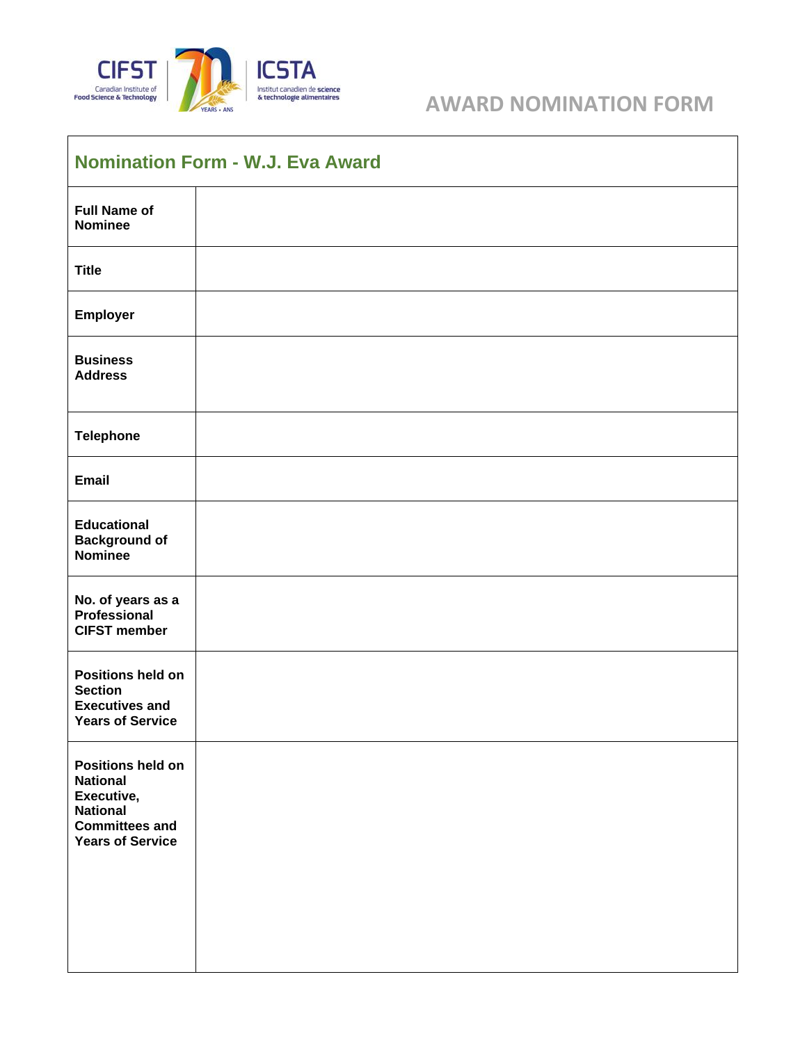CIFST Canadian Institute of Food Science & Technology | ICSTA Institut canadien de science & technologie alimentaires

# AWARD NOMINATION FORM

| Nomination Form - W.J. Eva Award | |
|---|---|
| **Full Name of Nominee** | |
| **Title** | |
| **Employer** | |
| **Business Address** | |
| **Telephone** | |
| **Email** | |
| **Educational Background of Nominee** | |
| **No. of years as a Professional CIFST member** | |
| **Positions held on Section Executives and Years of Service** | |
| **Positions held on National Executive, National Committees and Years of Service** | |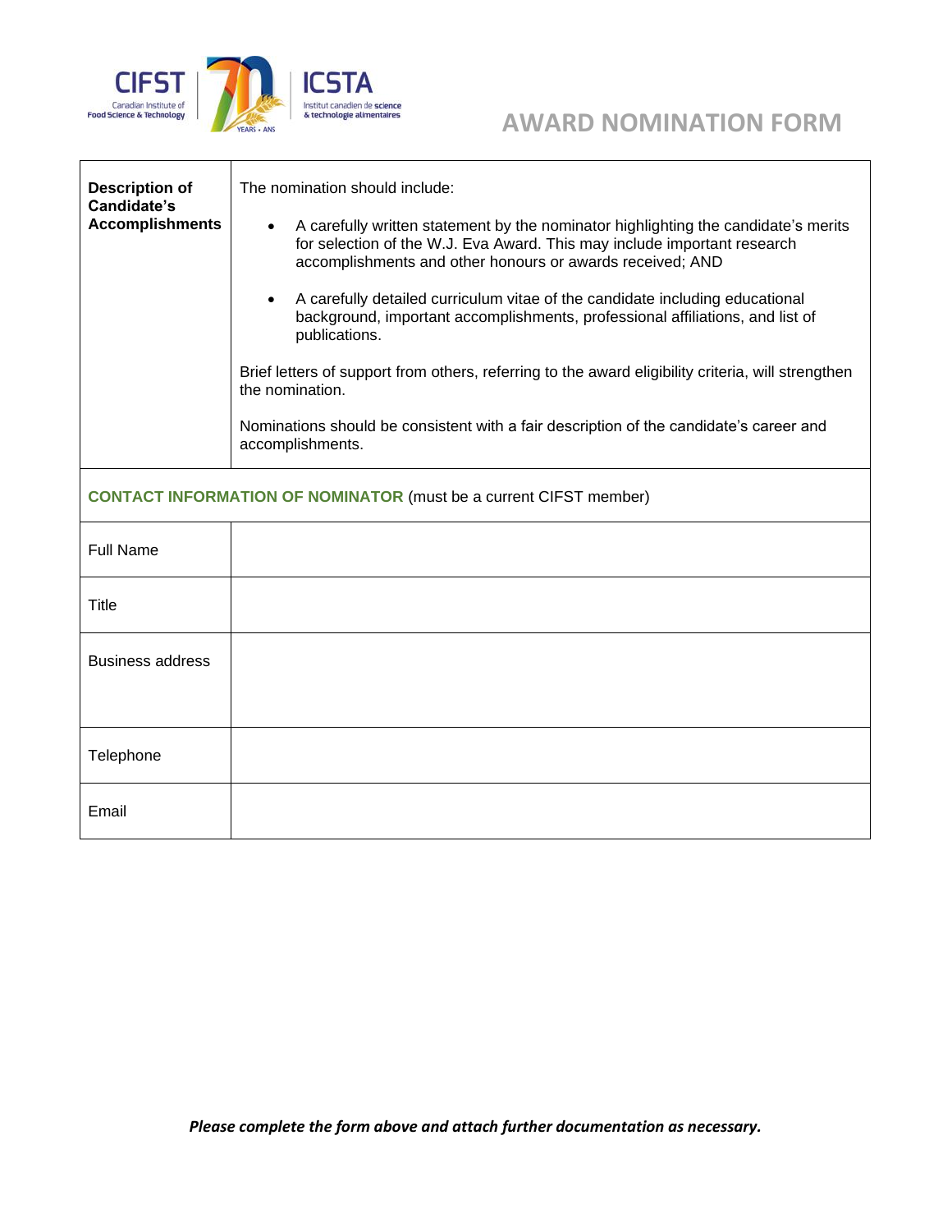# AWARD NOMINATION FORM

| | |
|---|---|
| **Description of Candidate's Accomplishments** | The nomination should include:<br>• A carefully written statement by the nominator highlighting the candidate's merits for selection of the W.J. Eva Award. This may include important research accomplishments and other honours or awards received; AND<br>• A carefully detailed curriculum vitae of the candidate including educational background, important accomplishments, professional affiliations, and list of publications.<br><br>Brief letters of support from others, referring to the award eligibility criteria, will strengthen the nomination.<br><br>Nominations should be consistent with a fair description of the candidate's career and accomplishments. |
| **CONTACT INFORMATION OF NOMINATOR** (must be a current CIFST member) | |
| Full Name | |
| Title | |
| Business address | |
| Telephone | |
| Email | |

***Please complete the form above and attach further documentation as necessary.***